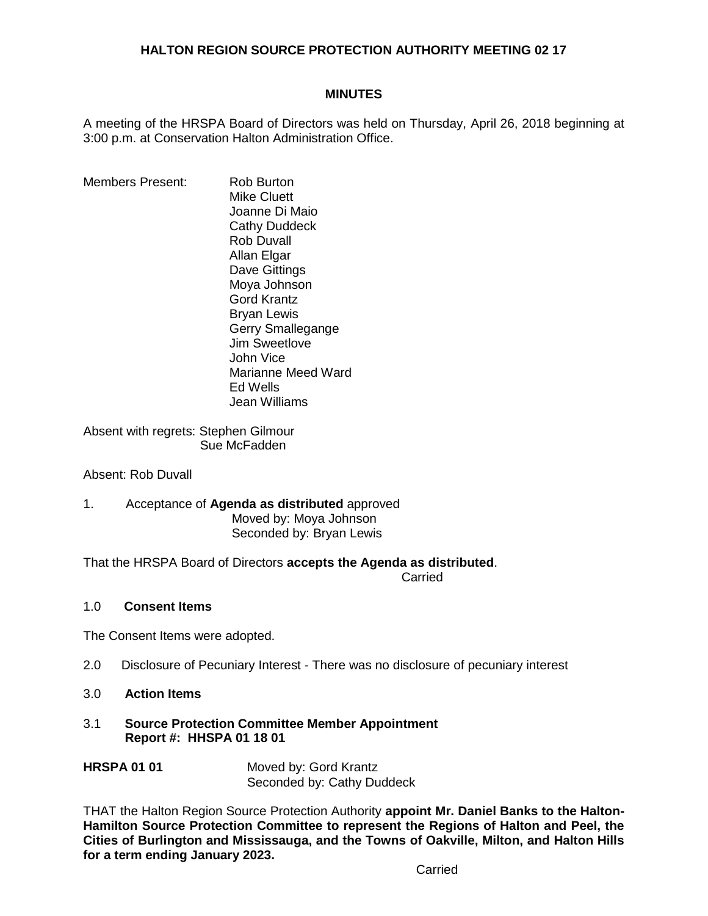**HALTON REGION SOURCE PROTECTION AUTHORITY MEETING 02 17**

**MINUTES**

A meeting of the HRSPA Board of Directors was held on Thursday, April 26, 2018 beginning at 3:00 p.m. at Conservation Halton Administration Office.

Members Present:
Rob Burton
Mike Cluett
Joanne Di Maio
Cathy Duddeck
Rob Duvall
Allan Elgar
Dave Gittings
Moya Johnson
Gord Krantz
Bryan Lewis
Gerry Smallegange
Jim Sweetlove
John Vice
Marianne Meed Ward
Ed Wells
Jean Williams

Absent with regrets: Stephen Gilmour
Sue McFadden

Absent: Rob Duvall

1. Acceptance of **Agenda as distributed** approved
Moved by: Moya Johnson
Seconded by: Bryan Lewis

That the HRSPA Board of Directors **accepts the Agenda as distributed**.

Carried

1.0 **Consent Items**

The Consent Items were adopted.

2.0 Disclosure of Pecuniary Interest - There was no disclosure of pecuniary interest

3.0 **Action Items**

3.1 **Source Protection Committee Member Appointment**
**Report #: HHSPA 01 18 01**

**HRSPA 01 01** Moved by: Gord Krantz
Seconded by: Cathy Duddeck

THAT the Halton Region Source Protection Authority **appoint Mr. Daniel Banks to the Halton-Hamilton Source Protection Committee to represent the Regions of Halton and Peel, the Cities of Burlington and Mississauga, and the Towns of Oakville, Milton, and Halton Hills for a term ending January 2023.**

Carried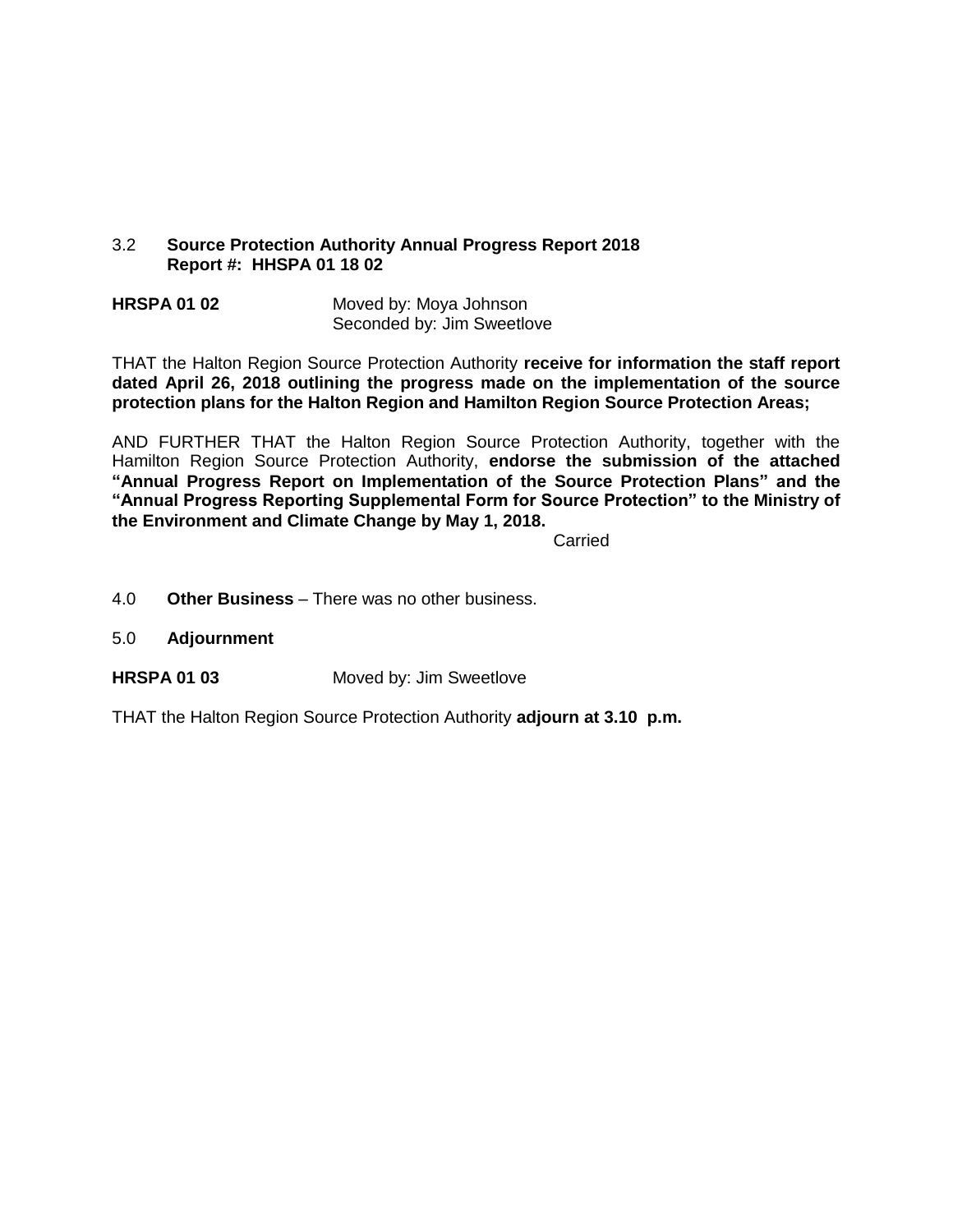3.2 **Source Protection Authority Annual Progress Report 2018**
**Report #: HHSPA 01 18 02**

**HRSPA 01 02** Moved by: Moya Johnson
Seconded by: Jim Sweetlove

THAT the Halton Region Source Protection Authority **receive for information the staff report dated April 26, 2018 outlining the progress made on the implementation of the source protection plans for the Halton Region and Hamilton Region Source Protection Areas;**

AND FURTHER THAT the Halton Region Source Protection Authority, together with the Hamilton Region Source Protection Authority, **endorse the submission of the attached "Annual Progress Report on Implementation of the Source Protection Plans" and the "Annual Progress Reporting Supplemental Form for Source Protection" to the Ministry of the Environment and Climate Change by May 1, 2018.**

Carried

4.0 **Other Business** – There was no other business.

5.0 **Adjournment**

**HRSPA 01 03** Moved by: Jim Sweetlove

THAT the Halton Region Source Protection Authority **adjourn at 3.10 p.m.**